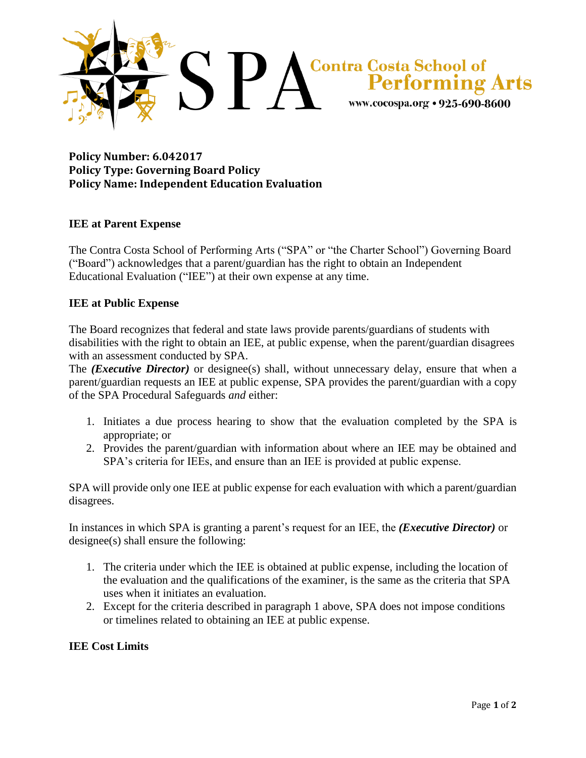Contra Costa School of Performing Arts

www.cocospa.org • 925-690-8600

**Policy Number: 6.042017**
**Policy Type: Governing Board Policy**
**Policy Name: Independent Education Evaluation**

## IEE at Parent Expense

The Contra Costa School of Performing Arts ("SPA" or "the Charter School") Governing Board ("Board") acknowledges that a parent/guardian has the right to obtain an Independent Educational Evaluation ("IEE") at their own expense at any time.

## IEE at Public Expense

The Board recognizes that federal and state laws provide parents/guardians of students with disabilities with the right to obtain an IEE, at public expense, when the parent/guardian disagrees with an assessment conducted by SPA.

The ***(Executive Director)*** or designee(s) shall, without unnecessary delay, ensure that when a parent/guardian requests an IEE at public expense, SPA provides the parent/guardian with a copy of the SPA Procedural Safeguards *and* either:

1. Initiates a due process hearing to show that the evaluation completed by the SPA is appropriate; or
2. Provides the parent/guardian with information about where an IEE may be obtained and SPA's criteria for IEEs, and ensure than an IEE is provided at public expense.

SPA will provide only one IEE at public expense for each evaluation with which a parent/guardian disagrees.

In instances in which SPA is granting a parent's request for an IEE, the ***(Executive Director)*** or designee(s) shall ensure the following:

1. The criteria under which the IEE is obtained at public expense, including the location of the evaluation and the qualifications of the examiner, is the same as the criteria that SPA uses when it initiates an evaluation.
2. Except for the criteria described in paragraph 1 above, SPA does not impose conditions or timelines related to obtaining an IEE at public expense.

## IEE Cost Limits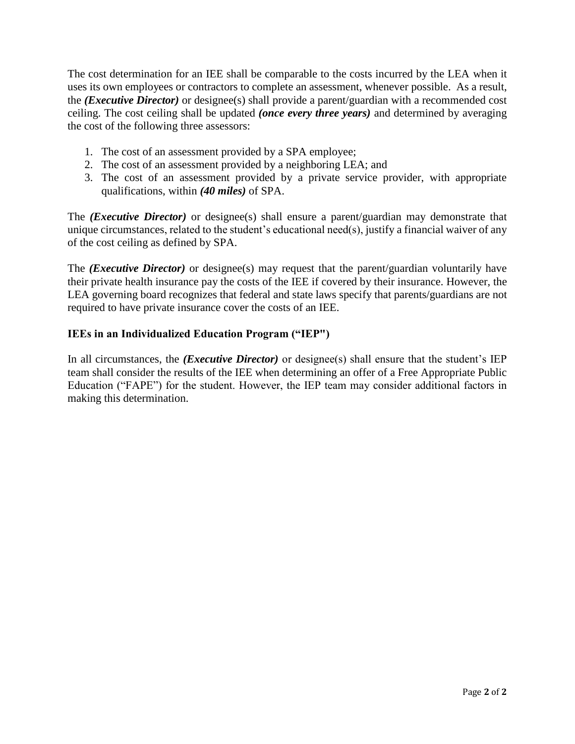The cost determination for an IEE shall be comparable to the costs incurred by the LEA when it uses its own employees or contractors to complete an assessment, whenever possible. As a result, the ***(Executive Director)*** or designee(s) shall provide a parent/guardian with a recommended cost ceiling. The cost ceiling shall be updated ***(once every three years)*** and determined by averaging the cost of the following three assessors:

1. The cost of an assessment provided by a SPA employee;
2. The cost of an assessment provided by a neighboring LEA; and
3. The cost of an assessment provided by a private service provider, with appropriate qualifications, within ***(40 miles)*** of SPA.

The ***(Executive Director)*** or designee(s) shall ensure a parent/guardian may demonstrate that unique circumstances, related to the student's educational need(s), justify a financial waiver of any of the cost ceiling as defined by SPA.

The ***(Executive Director)*** or designee(s) may request that the parent/guardian voluntarily have their private health insurance pay the costs of the IEE if covered by their insurance. However, the LEA governing board recognizes that federal and state laws specify that parents/guardians are not required to have private insurance cover the costs of an IEE.

**IEEs in an Individualized Education Program ("IEP")**

In all circumstances, the ***(Executive Director)*** or designee(s) shall ensure that the student's IEP team shall consider the results of the IEE when determining an offer of a Free Appropriate Public Education ("FAPE") for the student. However, the IEP team may consider additional factors in making this determination.